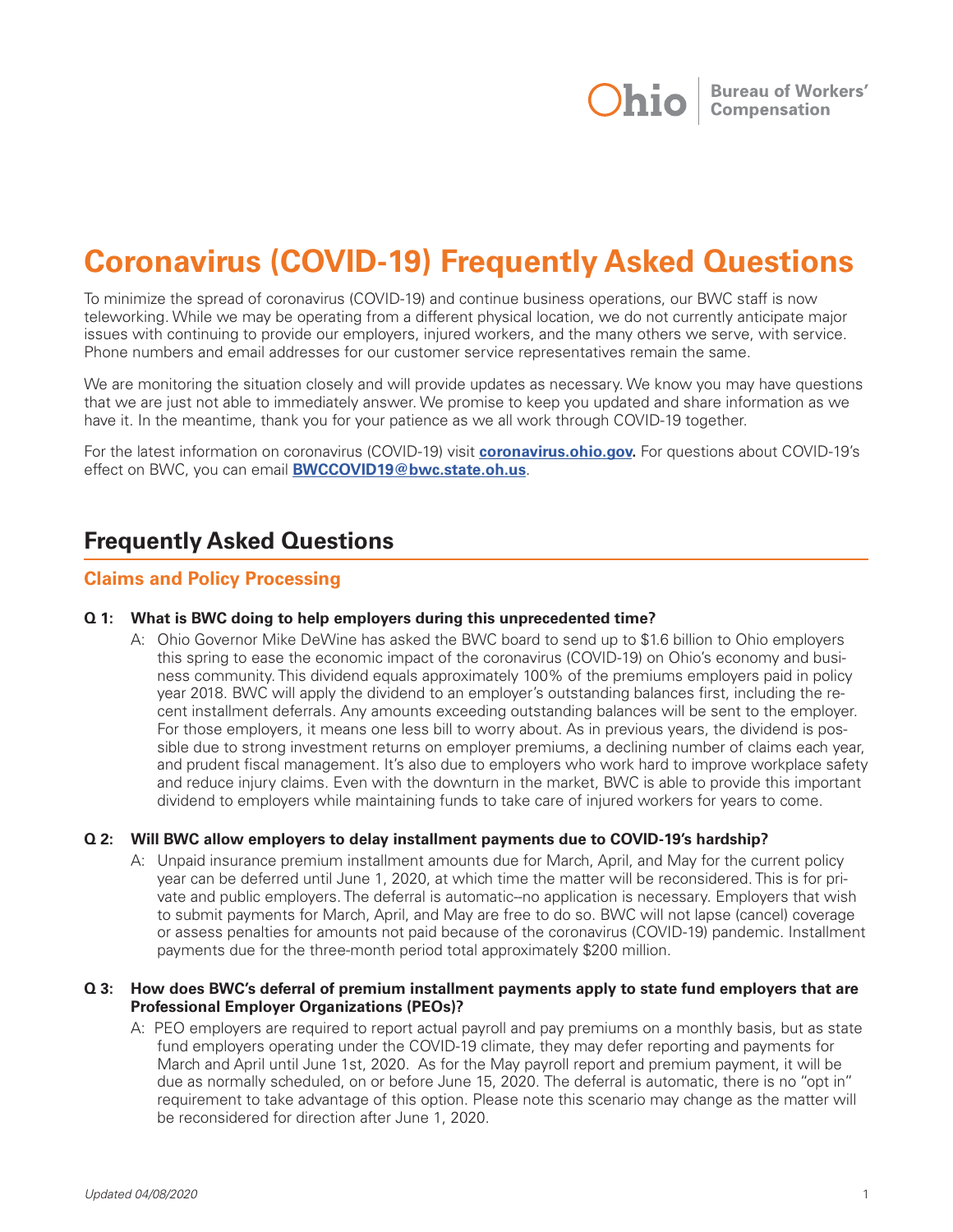Ohio | Bureau of Workers' Compensation

# Coronavirus (COVID-19) Frequently Asked Questions

To minimize the spread of coronavirus (COVID-19) and continue business operations, our BWC staff is now teleworking. While we may be operating from a different physical location, we do not currently anticipate major issues with continuing to provide our employers, injured workers, and the many others we serve, with service. Phone numbers and email addresses for our customer service representatives remain the same.

We are monitoring the situation closely and will provide updates as necessary. We know you may have questions that we are just not able to immediately answer. We promise to keep you updated and share information as we have it. In the meantime, thank you for your patience as we all work through COVID-19 together.

For the latest information on coronavirus (COVID-19) visit **coronavirus.ohio.gov.** For questions about COVID-19's effect on BWC, you can email **BWCCOVID19@bwc.state.oh.us**.

## Frequently Asked Questions

### Claims and Policy Processing

**Q 1: What is BWC doing to help employers during this unprecedented time?**

A: Ohio Governor Mike DeWine has asked the BWC board to send up to $1.6 billion to Ohio employers this spring to ease the economic impact of the coronavirus (COVID-19) on Ohio's economy and business community. This dividend equals approximately 100% of the premiums employers paid in policy year 2018. BWC will apply the dividend to an employer's outstanding balances first, including the recent installment deferrals. Any amounts exceeding outstanding balances will be sent to the employer. For those employers, it means one less bill to worry about. As in previous years, the dividend is possible due to strong investment returns on employer premiums, a declining number of claims each year, and prudent fiscal management. It's also due to employers who work hard to improve workplace safety and reduce injury claims. Even with the downturn in the market, BWC is able to provide this important dividend to employers while maintaining funds to take care of injured workers for years to come.

**Q 2: Will BWC allow employers to delay installment payments due to COVID-19's hardship?**

A: Unpaid insurance premium installment amounts due for March, April, and May for the current policy year can be deferred until June 1, 2020, at which time the matter will be reconsidered. This is for private and public employers. The deferral is automatic--no application is necessary. Employers that wish to submit payments for March, April, and May are free to do so. BWC will not lapse (cancel) coverage or assess penalties for amounts not paid because of the coronavirus (COVID-19) pandemic. Installment payments due for the three-month period total approximately $200 million.

**Q 3: How does BWC's deferral of premium installment payments apply to state fund employers that are Professional Employer Organizations (PEOs)?**

A: PEO employers are required to report actual payroll and pay premiums on a monthly basis, but as state fund employers operating under the COVID-19 climate, they may defer reporting and payments for March and April until June 1st, 2020. As for the May payroll report and premium payment, it will be due as normally scheduled, on or before June 15, 2020. The deferral is automatic, there is no "opt in" requirement to take advantage of this option. Please note this scenario may change as the matter will be reconsidered for direction after June 1, 2020.

*Updated 04/08/2020*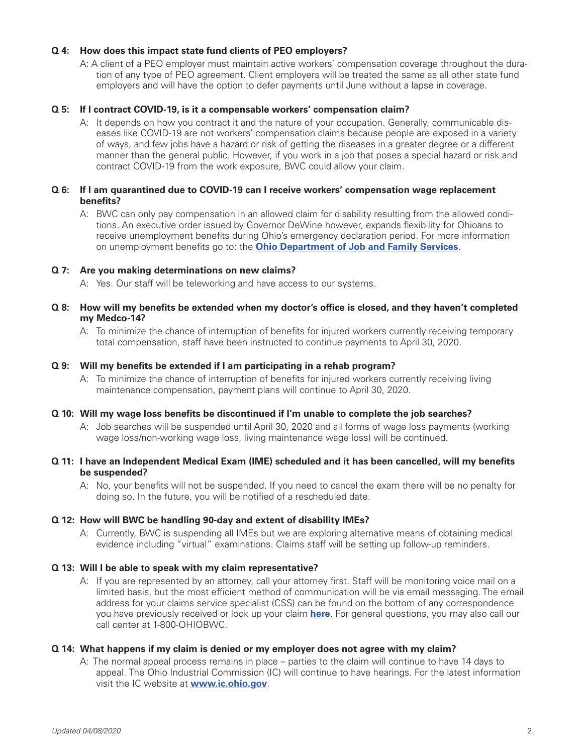**Q 4: How does this impact state fund clients of PEO employers?**

A: A client of a PEO employer must maintain active workers' compensation coverage throughout the duration of any type of PEO agreement. Client employers will be treated the same as all other state fund employers and will have the option to defer payments until June without a lapse in coverage.

**Q 5: If I contract COVID-19, is it a compensable workers' compensation claim?**

A: It depends on how you contract it and the nature of your occupation. Generally, communicable diseases like COVID-19 are not workers' compensation claims because people are exposed in a variety of ways, and few jobs have a hazard or risk of getting the diseases in a greater degree or a different manner than the general public. However, if you work in a job that poses a special hazard or risk and contract COVID-19 from the work exposure, BWC could allow your claim.

**Q 6: If I am quarantined due to COVID-19 can I receive workers' compensation wage replacement benefits?**

A: BWC can only pay compensation in an allowed claim for disability resulting from the allowed conditions. An executive order issued by Governor DeWine however, expands flexibility for Ohioans to receive unemployment benefits during Ohio's emergency declaration period. For more information on unemployment benefits go to: the **Ohio Department of Job and Family Services**.

**Q 7: Are you making determinations on new claims?**

A: Yes. Our staff will be teleworking and have access to our systems.

**Q 8: How will my benefits be extended when my doctor's office is closed, and they haven't completed my Medco-14?**

A: To minimize the chance of interruption of benefits for injured workers currently receiving temporary total compensation, staff have been instructed to continue payments to April 30, 2020.

**Q 9: Will my benefits be extended if I am participating in a rehab program?**

A: To minimize the chance of interruption of benefits for injured workers currently receiving living maintenance compensation, payment plans will continue to April 30, 2020.

**Q 10: Will my wage loss benefits be discontinued if I'm unable to complete the job searches?**

A: Job searches will be suspended until April 30, 2020 and all forms of wage loss payments (working wage loss/non-working wage loss, living maintenance wage loss) will be continued.

**Q 11: I have an Independent Medical Exam (IME) scheduled and it has been cancelled, will my benefits be suspended?**

A: No, your benefits will not be suspended. If you need to cancel the exam there will be no penalty for doing so. In the future, you will be notified of a rescheduled date.

**Q 12: How will BWC be handling 90-day and extent of disability IMEs?**

A: Currently, BWC is suspending all IMEs but we are exploring alternative means of obtaining medical evidence including "virtual" examinations. Claims staff will be setting up follow-up reminders.

**Q 13: Will I be able to speak with my claim representative?**

A: If you are represented by an attorney, call your attorney first. Staff will be monitoring voice mail on a limited basis, but the most efficient method of communication will be via email messaging. The email address for your claims service specialist (CSS) can be found on the bottom of any correspondence you have previously received or look up your claim **here**. For general questions, you may also call our call center at 1-800-OHIOBWC.

**Q 14: What happens if my claim is denied or my employer does not agree with my claim?**

A: The normal appeal process remains in place – parties to the claim will continue to have 14 days to appeal. The Ohio Industrial Commission (IC) will continue to have hearings. For the latest information visit the IC website at **www.ic.ohio.gov**.

*Updated 04/08/2020*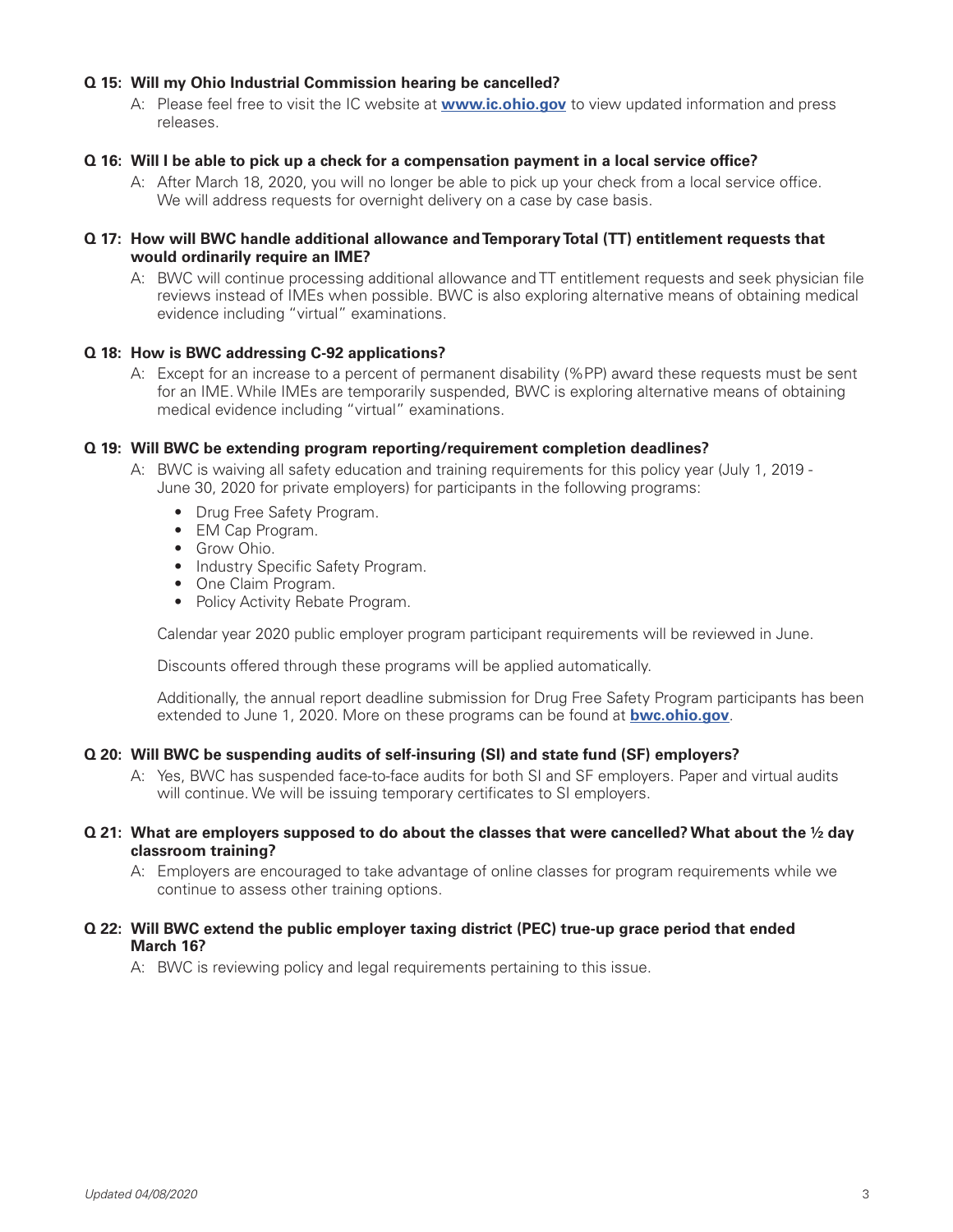**Q 15: Will my Ohio Industrial Commission hearing be cancelled?**

A: Please feel free to visit the IC website at **www.ic.ohio.gov** to view updated information and press releases.

**Q 16: Will I be able to pick up a check for a compensation payment in a local service office?**

A: After March 18, 2020, you will no longer be able to pick up your check from a local service office. We will address requests for overnight delivery on a case by case basis.

**Q 17: How will BWC handle additional allowance and Temporary Total (TT) entitlement requests that would ordinarily require an IME?**

A: BWC will continue processing additional allowance and TT entitlement requests and seek physician file reviews instead of IMEs when possible. BWC is also exploring alternative means of obtaining medical evidence including "virtual" examinations.

**Q 18: How is BWC addressing C-92 applications?**

A: Except for an increase to a percent of permanent disability (%PP) award these requests must be sent for an IME. While IMEs are temporarily suspended, BWC is exploring alternative means of obtaining medical evidence including "virtual" examinations.

**Q 19: Will BWC be extending program reporting/requirement completion deadlines?**

A: BWC is waiving all safety education and training requirements for this policy year (July 1, 2019 - June 30, 2020 for private employers) for participants in the following programs:

- Drug Free Safety Program.
- EM Cap Program.
- Grow Ohio.
- Industry Specific Safety Program.
- One Claim Program.
- Policy Activity Rebate Program.

Calendar year 2020 public employer program participant requirements will be reviewed in June.

Discounts offered through these programs will be applied automatically.

Additionally, the annual report deadline submission for Drug Free Safety Program participants has been extended to June 1, 2020. More on these programs can be found at **bwc.ohio.gov**.

**Q 20: Will BWC be suspending audits of self-insuring (SI) and state fund (SF) employers?**

A: Yes, BWC has suspended face-to-face audits for both SI and SF employers. Paper and virtual audits will continue. We will be issuing temporary certificates to SI employers.

**Q 21: What are employers supposed to do about the classes that were cancelled? What about the ½ day classroom training?**

A: Employers are encouraged to take advantage of online classes for program requirements while we continue to assess other training options.

**Q 22: Will BWC extend the public employer taxing district (PEC) true-up grace period that ended March 16?**

A: BWC is reviewing policy and legal requirements pertaining to this issue.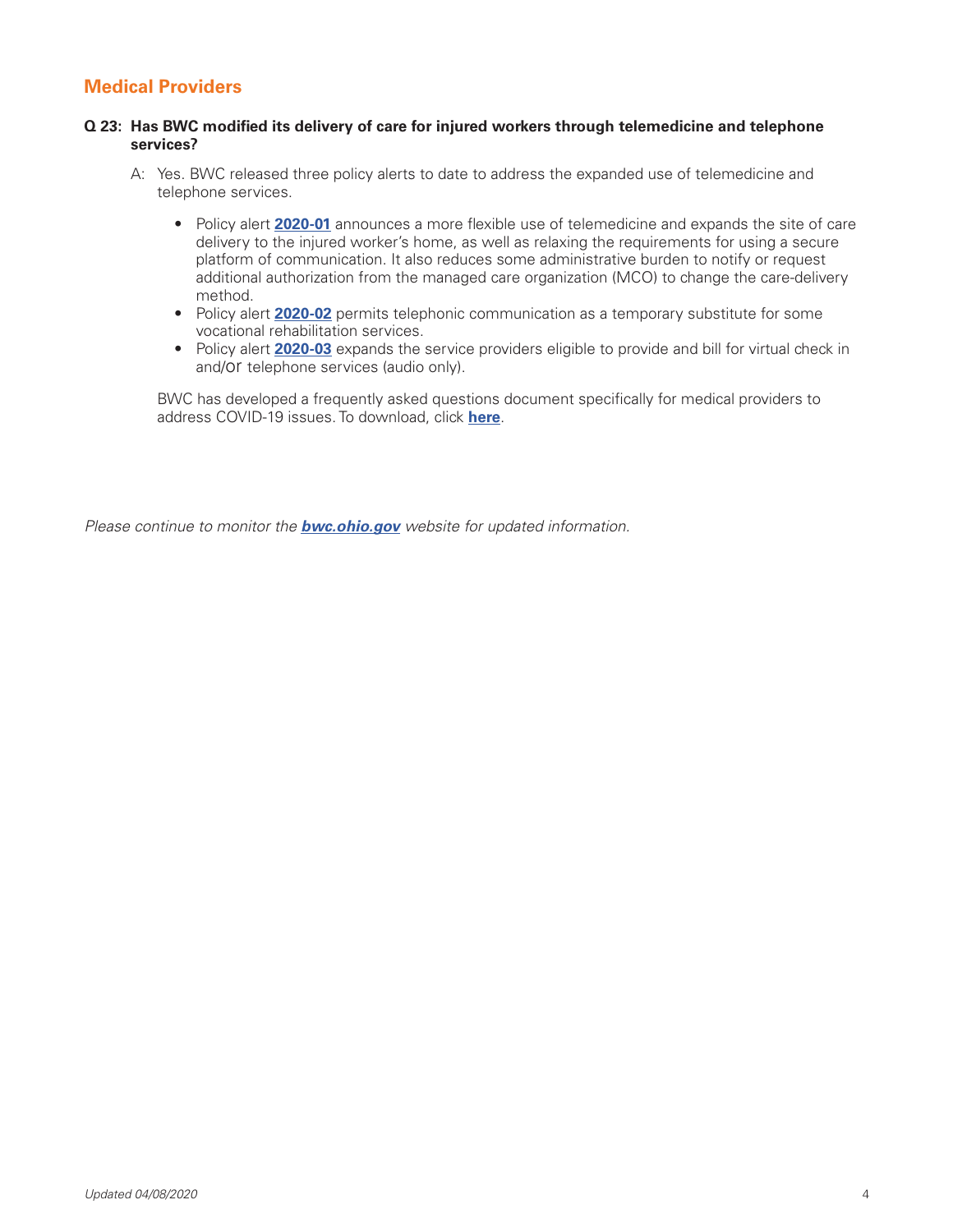## Medical Providers

**Q 23: Has BWC modified its delivery of care for injured workers through telemedicine and telephone services?**

A: Yes. BWC released three policy alerts to date to address the expanded use of telemedicine and telephone services.

- Policy alert **2020-01** announces a more flexible use of telemedicine and expands the site of care delivery to the injured worker's home, as well as relaxing the requirements for using a secure platform of communication. It also reduces some administrative burden to notify or request additional authorization from the managed care organization (MCO) to change the care-delivery method.
- Policy alert **2020-02** permits telephonic communication as a temporary substitute for some vocational rehabilitation services.
- Policy alert **2020-03** expands the service providers eligible to provide and bill for virtual check in and/or telephone services (audio only).

BWC has developed a frequently asked questions document specifically for medical providers to address COVID-19 issues. To download, click **here**.

*Please continue to monitor the **bwc.ohio.gov** website for updated information.*

*Updated 04/08/2020*